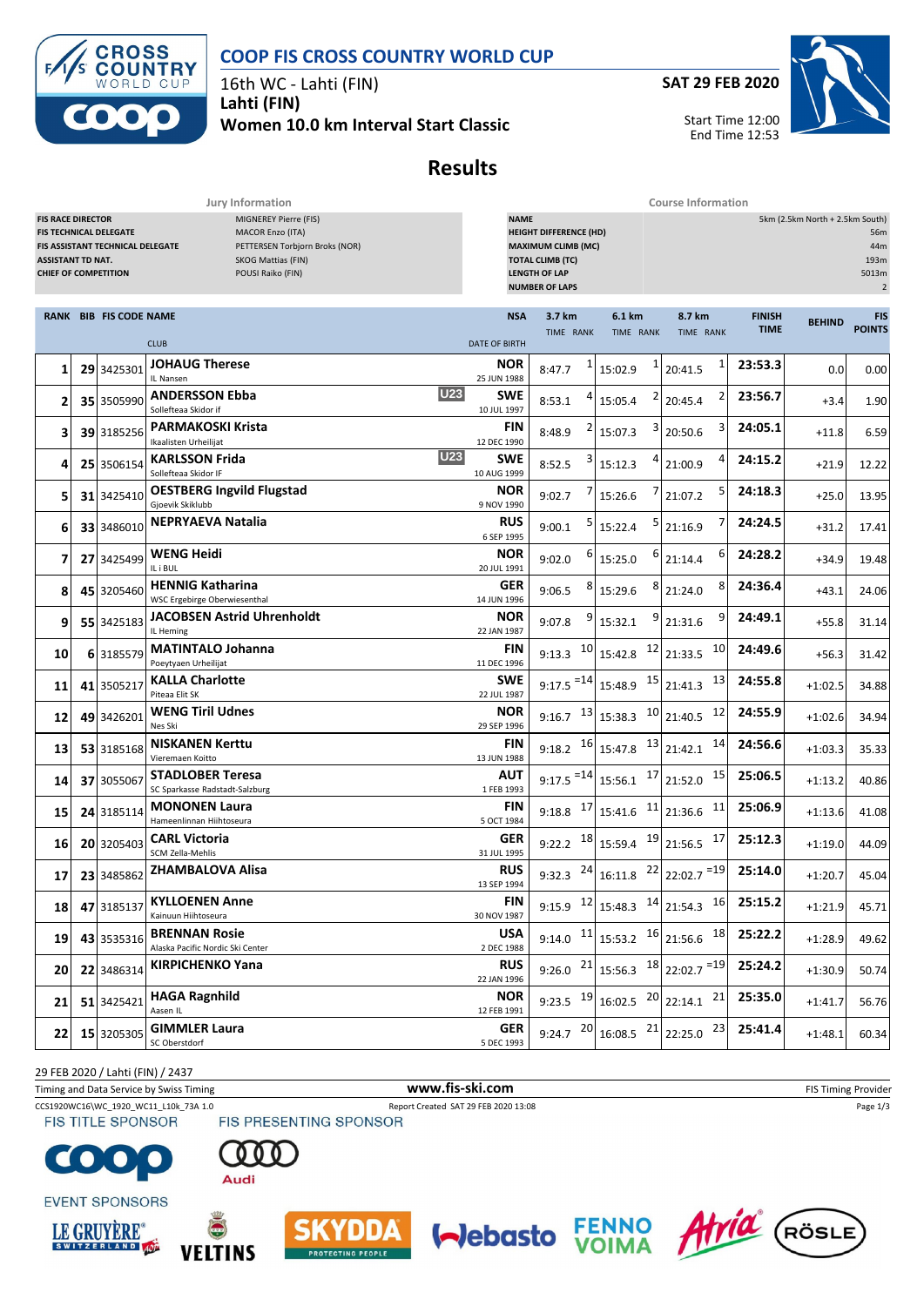# COOP FIS CROSS COUNTRY WORLD CUP

16th WC - Lahti (FIN)

**Lahti (FIN)**

**Women 10.0 km Interval Start Classic**

**SAT 29 FEB 2020**

Start Time 12:00
End Time 12:53

## Results

| Jury Information | |
|---|---|
| FIS RACE DIRECTOR | MIGNEREY Pierre (FIS) |
| FIS TECHNICAL DELEGATE | MACOR Enzo (ITA) |
| FIS ASSISTANT TECHNICAL DELEGATE | PETTERSEN Torbjorn Broks (NOR) |
| ASSISTANT TD NAT. | SKOG Mattias (FIN) |
| CHIEF OF COMPETITION | POUSI Raiko (FIN) |

| Course Information | |
|---|---|
| NAME | 5km (2.5km North + 2.5km South) |
| HEIGHT DIFFERENCE (HD) | 56m |
| MAXIMUM CLIMB (MC) | 44m |
| TOTAL CLIMB (TC) | 193m |
| LENGTH OF LAP | 5013m |
| NUMBER OF LAPS | 2 |

| RANK | BIB | FIS CODE | NAME / CLUB | | NSA / DATE OF BIRTH | 3.7 km TIME | RANK | 6.1 km TIME | RANK | 8.7 km TIME | RANK | FINISH TIME | BEHIND | FIS POINTS |
|---|---|---|---|---|---|---|---|---|---|---|---|---|---|---|
| 1 | 29 | 3425301 | **JOHAUG Therese** IL Nansen | | **NOR** 25 JUN 1988 | 8:47.7 | 1 | 15:02.9 | 1 | 20:41.5 | 1 | **23:53.3** | 0.0 | 0.00 |
| 2 | 35 | 3505990 | **ANDERSSON Ebba** Sollefteaa Skidor if | U23 | **SWE** 10 JUL 1997 | 8:53.1 | 4 | 15:05.4 | 2 | 20:45.4 | 2 | **23:56.7** | +3.4 | 1.90 |
| 3 | 39 | 3185256 | **PARMAKOSKI Krista** Ikaalisten Urheilijat | | **FIN** 12 DEC 1990 | 8:48.9 | 2 | 15:07.3 | 3 | 20:50.6 | 3 | **24:05.1** | +11.8 | 6.59 |
| 4 | 25 | 3506154 | **KARLSSON Frida** Sollefteaa Skidor IF | U23 | **SWE** 10 AUG 1999 | 8:52.5 | 3 | 15:12.3 | 4 | 21:00.9 | 4 | **24:15.2** | +21.9 | 12.22 |
| 5 | 31 | 3425410 | **OESTBERG Ingvild Flugstad** Gjoevik Skiklubb | | **NOR** 9 NOV 1990 | 9:02.7 | 7 | 15:26.6 | 7 | 21:07.2 | 5 | **24:18.3** | +25.0 | 13.95 |
| 6 | 33 | 3486010 | **NEPRYAEVA Natalia** | | **RUS** 6 SEP 1995 | 9:00.1 | 5 | 15:22.4 | 5 | 21:16.9 | 7 | **24:24.5** | +31.2 | 17.41 |
| 7 | 27 | 3425499 | **WENG Heidi** IL i BUL | | **NOR** 20 JUL 1991 | 9:02.0 | 6 | 15:25.0 | 6 | 21:14.4 | 6 | **24:28.2** | +34.9 | 19.48 |
| 8 | 45 | 3205460 | **HENNIG Katharina** WSC Ergebirge Oberwiesenthal | | **GER** 14 JUN 1996 | 9:06.5 | 8 | 15:29.6 | 8 | 21:24.0 | 8 | **24:36.4** | +43.1 | 24.06 |
| 9 | 55 | 3425183 | **JACOBSEN Astrid Uhrenholdt** IL Heming | | **NOR** 22 JAN 1987 | 9:07.8 | 9 | 15:32.1 | 9 | 21:31.6 | 9 | **24:49.1** | +55.8 | 31.14 |
| 10 | 6 | 3185579 | **MATINTALO Johanna** Poeytyaen Urheilijat | | **FIN** 11 DEC 1996 | 9:13.3 | 10 | 15:42.8 | 12 | 21:33.5 | 10 | **24:49.6** | +56.3 | 31.42 |
| 11 | 41 | 3505217 | **KALLA Charlotte** Piteaa Elit SK | | **SWE** 22 JUL 1987 | 9:17.5 | =14 | 15:48.9 | 15 | 21:41.3 | 13 | **24:55.8** | +1:02.5 | 34.88 |
| 12 | 49 | 3426201 | **WENG Tiril Udnes** Nes Ski | | **NOR** 29 SEP 1996 | 9:16.7 | 13 | 15:38.3 | 10 | 21:40.5 | 12 | **24:55.9** | +1:02.6 | 34.94 |
| 13 | 53 | 3185168 | **NISKANEN Kerttu** Vieremaen Koitto | | **FIN** 13 JUN 1988 | 9:18.2 | 16 | 15:47.8 | 13 | 21:42.1 | 14 | **24:56.6** | +1:03.3 | 35.33 |
| 14 | 37 | 3055067 | **STADLOBER Teresa** SC Sparkasse Radstadt-Salzburg | | **AUT** 1 FEB 1993 | 9:17.5 | =14 | 15:56.1 | 17 | 21:52.0 | 15 | **25:06.5** | +1:13.2 | 40.86 |
| 15 | 24 | 3185114 | **MONONEN Laura** Hameenlinnan Hiihtoseura | | **FIN** 5 OCT 1984 | 9:18.8 | 17 | 15:41.6 | 11 | 21:36.6 | 11 | **25:06.9** | +1:13.6 | 41.08 |
| 16 | 20 | 3205403 | **CARL Victoria** SCM Zella-Mehlis | | **GER** 31 JUL 1995 | 9:22.2 | 18 | 15:59.4 | 19 | 21:56.5 | 17 | **25:12.3** | +1:19.0 | 44.09 |
| 17 | 23 | 3485862 | **ZHAMBALOVA Alisa** | | **RUS** 13 SEP 1994 | 9:32.3 | 24 | 16:11.8 | 22 | 22:02.7 | =19 | **25:14.0** | +1:20.7 | 45.04 |
| 18 | 47 | 3185137 | **KYLLOENEN Anne** Kainuun Hiihtoseura | | **FIN** 30 NOV 1987 | 9:15.9 | 12 | 15:48.3 | 14 | 21:54.3 | 16 | **25:15.2** | +1:21.9 | 45.71 |
| 19 | 43 | 3535316 | **BRENNAN Rosie** Alaska Pacific Nordic Ski Center | | **USA** 2 DEC 1988 | 9:14.0 | 11 | 15:53.2 | 16 | 21:56.6 | 18 | **25:22.2** | +1:28.9 | 49.62 |
| 20 | 22 | 3486314 | **KIRPICHENKO Yana** | | **RUS** 22 JAN 1996 | 9:26.0 | 21 | 15:56.3 | 18 | 22:02.7 | =19 | **25:24.2** | +1:30.9 | 50.74 |
| 21 | 51 | 3425421 | **HAGA Ragnhild** Aasen IL | | **NOR** 12 FEB 1991 | 9:23.5 | 19 | 16:02.5 | 20 | 22:14.1 | 21 | **25:35.0** | +1:41.7 | 56.76 |
| 22 | 15 | 3205305 | **GIMMLER Laura** SC Oberstdorf | | **GER** 5 DEC 1993 | 9:24.7 | 20 | 16:08.5 | 21 | 22:25.0 | 23 | **25:41.4** | +1:48.1 | 60.34 |

29 FEB 2020 / Lahti (FIN) / 2437

Timing and Data Service by Swiss Timing — www.fis-ski.com — FIS Timing Provider

CCS1920WC16\WC_1920_WC11_L10k_73A 1.0 — Report Created SAT 29 FEB 2020 13:08

FIS TITLE SPONSOR: COOP — FIS PRESENTING SPONSOR: Audi

EVENT SPONSORS: LE GRUYÈRE SWITZERLAND, VELTINS, SKYDDA, Webasto, FENNO VOIMA, Atria, RÖSLE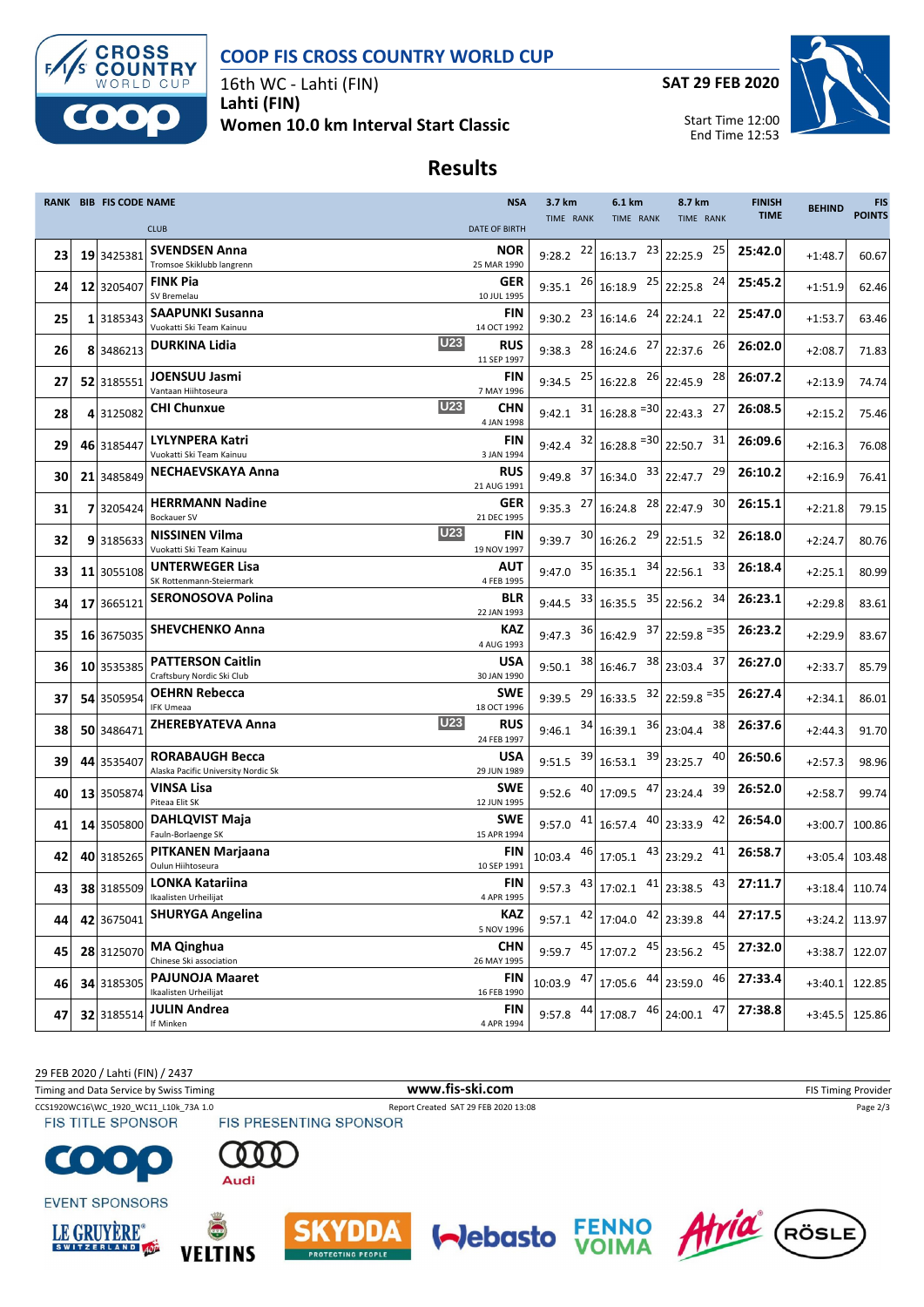# COOP FIS CROSS COUNTRY WORLD CUP

16th WC - Lahti (FIN)
**Lahti (FIN)**
**Women 10.0 km Interval Start Classic**

**SAT 29 FEB 2020**

Start Time 12:00
End Time 12:53

## Results

| RANK | BIB | FIS CODE | NAME / CLUB | | NSA / DATE OF BIRTH | 3.7 km TIME | RANK | 6.1 km TIME | RANK | 8.7 km TIME | RANK | FINISH TIME | BEHIND | FIS POINTS |
|---|---|---|---|---|---|---|---|---|---|---|---|---|---|---|
| 23 | 19 | 3425381 | **SVENDSEN Anna** Tromsoe Skiklubb langrenn | | **NOR** 25 MAR 1990 | 9:28.2 | 22 | 16:13.7 | 23 | 22:25.9 | 25 | **25:42.0** | +1:48.7 | 60.67 |
| 24 | 12 | 3205407 | **FINK Pia** SV Bremelau | | **GER** 10 JUL 1995 | 9:35.1 | 26 | 16:18.9 | 25 | 22:25.8 | 24 | **25:45.2** | +1:51.9 | 62.46 |
| 25 | 1 | 3185343 | **SAAPUNKI Susanna** Vuokatti Ski Team Kainuu | | **FIN** 14 OCT 1992 | 9:30.2 | 23 | 16:14.6 | 24 | 22:24.1 | 22 | **25:47.0** | +1:53.7 | 63.46 |
| 26 | 8 | 3486213 | **DURKINA Lidia** | U23 | **RUS** 11 SEP 1997 | 9:38.3 | 28 | 16:24.6 | 27 | 22:37.6 | 26 | **26:02.0** | +2:08.7 | 71.83 |
| 27 | 52 | 3185551 | **JOENSUU Jasmi** Vantaan Hiihtoseura | | **FIN** 7 MAY 1996 | 9:34.5 | 25 | 16:22.8 | 26 | 22:45.9 | 28 | **26:07.2** | +2:13.9 | 74.74 |
| 28 | 4 | 3125082 | **CHI Chunxue** | U23 | **CHN** 4 JAN 1998 | 9:42.1 | 31 | 16:28.8 | =30 | 22:43.3 | 27 | **26:08.5** | +2:15.2 | 75.46 |
| 29 | 46 | 3185447 | **LYLYNPERA Katri** Vuokatti Ski Team Kainuu | | **FIN** 3 JAN 1994 | 9:42.4 | 32 | 16:28.8 | =30 | 22:50.7 | 31 | **26:09.6** | +2:16.3 | 76.08 |
| 30 | 21 | 3485849 | **NECHAEVSKAYA Anna** | | **RUS** 21 AUG 1991 | 9:49.8 | 37 | 16:34.0 | 33 | 22:47.7 | 29 | **26:10.2** | +2:16.9 | 76.41 |
| 31 | 7 | 3205424 | **HERRMANN Nadine** Bockauer SV | | **GER** 21 DEC 1995 | 9:35.3 | 27 | 16:24.8 | 28 | 22:47.9 | 30 | **26:15.1** | +2:21.8 | 79.15 |
| 32 | 9 | 3185633 | **NISSINEN Vilma** Vuokatti Ski Team Kainuu | U23 | **FIN** 19 NOV 1997 | 9:39.7 | 30 | 16:26.2 | 29 | 22:51.5 | 32 | **26:18.0** | +2:24.7 | 80.76 |
| 33 | 11 | 3055108 | **UNTERWEGER Lisa** SK Rottenmann-Steiermark | | **AUT** 4 FEB 1995 | 9:47.0 | 35 | 16:35.1 | 34 | 22:56.1 | 33 | **26:18.4** | +2:25.1 | 80.99 |
| 34 | 17 | 3665121 | **SERONOSOVA Polina** | | **BLR** 22 JAN 1993 | 9:44.5 | 33 | 16:35.5 | 35 | 22:56.2 | 34 | **26:23.1** | +2:29.8 | 83.61 |
| 35 | 16 | 3675035 | **SHEVCHENKO Anna** | | **KAZ** 4 AUG 1993 | 9:47.3 | 36 | 16:42.9 | 37 | 22:59.8 | =35 | **26:23.2** | +2:29.9 | 83.67 |
| 36 | 10 | 3535385 | **PATTERSON Caitlin** Craftsbury Nordic Ski Club | | **USA** 30 JAN 1990 | 9:50.1 | 38 | 16:46.7 | 38 | 23:03.4 | 37 | **26:27.0** | +2:33.7 | 85.79 |
| 37 | 54 | 3505954 | **OEHRN Rebecca** IFK Umeaa | | **SWE** 18 OCT 1996 | 9:39.5 | 29 | 16:33.5 | 32 | 22:59.8 | =35 | **26:27.4** | +2:34.1 | 86.01 |
| 38 | 50 | 3486471 | **ZHEREBYATEVA Anna** | U23 | **RUS** 24 FEB 1997 | 9:46.1 | 34 | 16:39.1 | 36 | 23:04.4 | 38 | **26:37.6** | +2:44.3 | 91.70 |
| 39 | 44 | 3535407 | **RORABAUGH Becca** Alaska Pacific University Nordic Sk | | **USA** 29 JUN 1989 | 9:51.5 | 39 | 16:53.1 | 39 | 23:25.7 | 40 | **26:50.6** | +2:57.3 | 98.96 |
| 40 | 13 | 3505874 | **VINSA Lisa** Piteaa Elit SK | | **SWE** 12 JUN 1995 | 9:52.6 | 40 | 17:09.5 | 47 | 23:24.4 | 39 | **26:52.0** | +2:58.7 | 99.74 |
| 41 | 14 | 3505800 | **DAHLQVIST Maja** Fauln-Borlaenge SK | | **SWE** 15 APR 1994 | 9:57.0 | 41 | 16:57.4 | 40 | 23:33.9 | 42 | **26:54.0** | +3:00.7 | 100.86 |
| 42 | 40 | 3185265 | **PITKANEN Marjaana** Oulun Hiihtoseura | | **FIN** 10 SEP 1991 | 10:03.4 | 46 | 17:05.1 | 43 | 23:29.2 | 41 | **26:58.7** | +3:05.4 | 103.48 |
| 43 | 38 | 3185509 | **LONKA Katariina** Ikaalisten Urheilijat | | **FIN** 4 APR 1995 | 9:57.3 | 43 | 17:02.1 | 41 | 23:38.5 | 43 | **27:11.7** | +3:18.4 | 110.74 |
| 44 | 42 | 3675041 | **SHURYGA Angelina** | | **KAZ** 5 NOV 1996 | 9:57.1 | 42 | 17:04.0 | 42 | 23:39.8 | 44 | **27:17.5** | +3:24.2 | 113.97 |
| 45 | 28 | 3125070 | **MA Qinghua** Chinese Ski association | | **CHN** 26 MAY 1995 | 9:59.7 | 45 | 17:07.2 | 45 | 23:56.2 | 45 | **27:32.0** | +3:38.7 | 122.07 |
| 46 | 34 | 3185305 | **PAJUNOJA Maaret** Ikaalisten Urheilijat | | **FIN** 16 FEB 1990 | 10:03.9 | 47 | 17:05.6 | 44 | 23:59.0 | 46 | **27:33.4** | +3:40.1 | 122.85 |
| 47 | 32 | 3185514 | **JULIN Andrea** If Minken | | **FIN** 4 APR 1994 | 9:57.8 | 44 | 17:08.7 | 46 | 24:00.1 | 47 | **27:38.8** | +3:45.5 | 125.86 |

29 FEB 2020 / Lahti (FIN) / 2437

Timing and Data Service by Swiss Timing | www.fis-ski.com | FIS Timing Provider

CCS1920WC16\WC_1920_WC11_L10k_73A 1.0 | Report Created SAT 29 FEB 2020 13:08

FIS TITLE SPONSOR — FIS PRESENTING SPONSOR — EVENT SPONSORS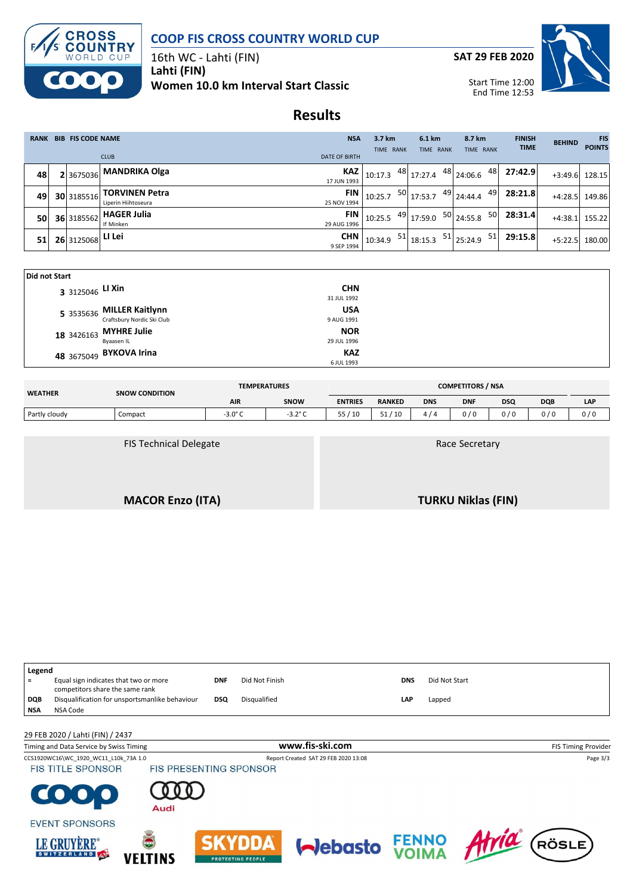# COOP FIS CROSS COUNTRY WORLD CUP

16th WC - Lahti (FIN)

**Lahti (FIN)**

**Women 10.0 km Interval Start Classic**

**SAT 29 FEB 2020**

Start Time 12:00
End Time 12:53

## Results

| RANK | BIB | FIS CODE | NAME / CLUB | NSA / DATE OF BIRTH | 3.7 km TIME | RANK | 6.1 km TIME | RANK | 8.7 km TIME | RANK | FINISH TIME | BEHIND | FIS POINTS |
|---|---|---|---|---|---|---|---|---|---|---|---|---|---|
| 48 | 2 | 3675036 | **MANDRIKA Olga** | KAZ 17 JUN 1993 | 10:17.3 | 48 | 17:27.4 | 48 | 24:06.6 | 48 | 27:42.9 | +3:49.6 | 128.15 |
| 49 | 30 | 3185516 | **TORVINEN Petra** Liperin Hiihtoseura | FIN 25 NOV 1994 | 10:25.7 | 50 | 17:53.7 | 49 | 24:44.4 | 49 | 28:21.8 | +4:28.5 | 149.86 |
| 50 | 36 | 3185562 | **HAGER Julia** If Minken | FIN 29 AUG 1996 | 10:25.5 | 49 | 17:59.0 | 50 | 24:55.8 | 50 | 28:31.4 | +4:38.1 | 155.22 |
| 51 | 26 | 3125068 | **LI Lei** | CHN 9 SEP 1994 | 10:34.9 | 51 | 18:15.3 | 51 | 25:24.9 | 51 | 29:15.8 | +5:22.5 | 180.00 |

### Did not Start

| BIB | FIS CODE | NAME / CLUB | NSA / DATE OF BIRTH |
|---|---|---|---|
| 3 | 3125046 | **LI Xin** | CHN 31 JUL 1992 |
| 5 | 3535636 | **MILLER Kaitlynn** Craftsbury Nordic Ski Club | USA 9 AUG 1991 |
| 18 | 3426163 | **MYHRE Julie** Byaasen IL | NOR 29 JUL 1996 |
| 48 | 3675049 | **BYKOVA Irina** | KAZ 6 JUL 1993 |

| WEATHER | SNOW CONDITION | TEMPERATURES | | COMPETITORS / NSA | | | | | | |
|---|---|---|---|---|---|---|---|---|---|---|
| | | AIR | SNOW | ENTRIES | RANKED | DNS | DNF | DSQ | DQB | LAP |
| Partly cloudy | Compact | -3.0° C | -3.2° C | 55 / 10 | 51 / 10 | 4 / 4 | 0 / 0 | 0 / 0 | 0 / 0 | 0 / 0 |

| FIS Technical Delegate | Race Secretary |
|---|---|
| **MACOR Enzo (ITA)** | **TURKU Niklas (FIN)** |

### Legend

| | | | | | |
|---|---|---|---|---|---|
| = | Equal sign indicates that two or more competitors share the same rank | DNF | Did Not Finish | DNS | Did Not Start |
| DQB | Disqualification for unsportsmanlike behaviour | DSQ | Disqualified | LAP | Lapped |
| NSA | NSA Code | | | | |

29 FEB 2020 / Lahti (FIN) / 2437

Timing and Data Service by Swiss Timing — www.fis-ski.com — FIS Timing Provider

CCS1920WC16\WC_1920_WC11_L10k_73A 1.0 — Report Created SAT 29 FEB 2020 13:08

FIS TITLE SPONSOR — FIS PRESENTING SPONSOR

EVENT SPONSORS